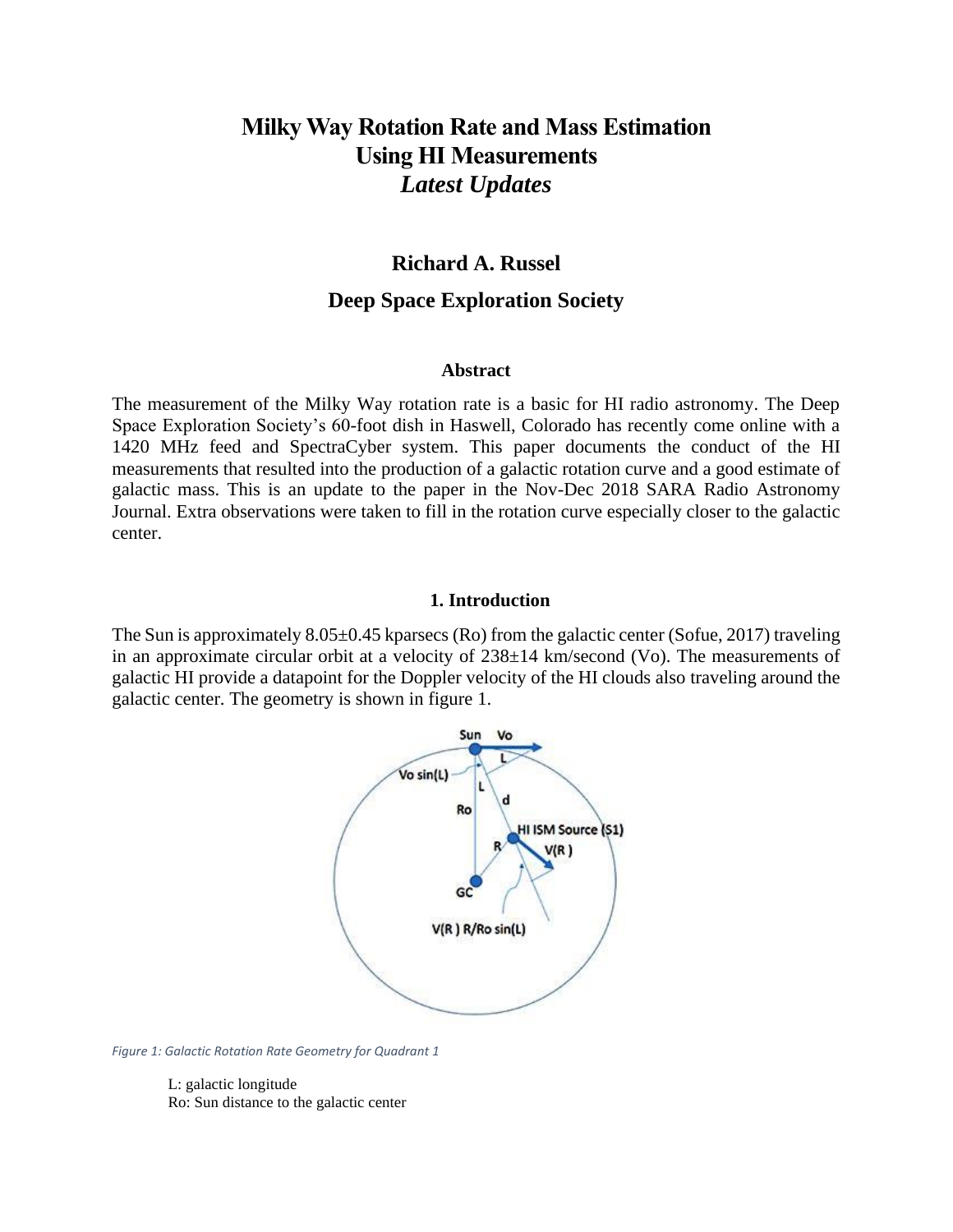# Milky Way Rotation Rate and Mass Estimation Using HI Measurements

## *Latest Updates*

### Richard A. Russel

### Deep Space Exploration Society

#### Abstract

The measurement of the Milky Way rotation rate is a basic for HI radio astronomy. The Deep Space Exploration Society's 60-foot dish in Haswell, Colorado has recently come online with a 1420 MHz feed and SpectraCyber system. This paper documents the conduct of the HI measurements that resulted into the production of a galactic rotation curve and a good estimate of galactic mass. This is an update to the paper in the Nov-Dec 2018 SARA Radio Astronomy Journal. Extra observations were taken to fill in the rotation curve especially closer to the galactic center.

## 1. Introduction

The Sun is approximately 8.05±0.45 kparsecs (Ro) from the galactic center (Sofue, 2017) traveling in an approximate circular orbit at a velocity of 238±14 km/second (Vo). The measurements of galactic HI provide a datapoint for the Doppler velocity of the HI clouds also traveling around the galactic center. The geometry is shown in figure 1.

*Figure 1: Galactic Rotation Rate Geometry for Quadrant 1*

L: galactic longitude
Ro: Sun distance to the galactic center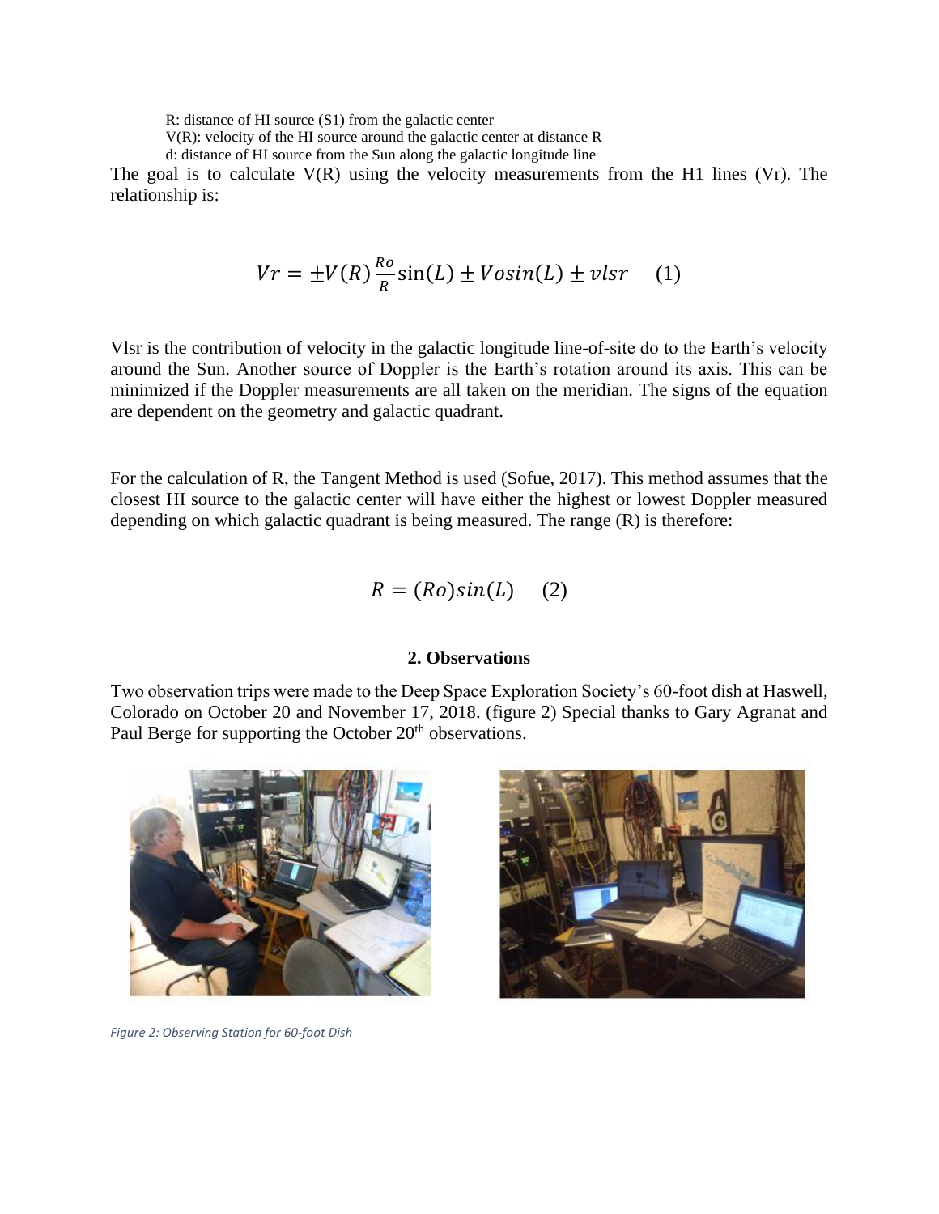R: distance of HI source (S1) from the galactic center
V(R): velocity of the HI source around the galactic center at distance R
d: distance of HI source from the Sun along the galactic longitude line

The goal is to calculate V(R) using the velocity measurements from the H1 lines (Vr). The relationship is:

$$Vr = \pm V(R)\frac{Ro}{R}\sin(L) \pm Vosin(L) \pm vlsr \quad (1)$$

Vlsr is the contribution of velocity in the galactic longitude line-of-site do to the Earth's velocity around the Sun. Another source of Doppler is the Earth's rotation around its axis. This can be minimized if the Doppler measurements are all taken on the meridian. The signs of the equation are dependent on the geometry and galactic quadrant.

For the calculation of R, the Tangent Method is used (Sofue, 2017). This method assumes that the closest HI source to the galactic center will have either the highest or lowest Doppler measured depending on which galactic quadrant is being measured. The range (R) is therefore:

$$R = (Ro)sin(L) \quad (2)$$

## 2. Observations

Two observation trips were made to the Deep Space Exploration Society's 60-foot dish at Haswell, Colorado on October 20 and November 17, 2018. (figure 2) Special thanks to Gary Agranat and Paul Berge for supporting the October 20th observations.

*Figure 2: Observing Station for 60-foot Dish*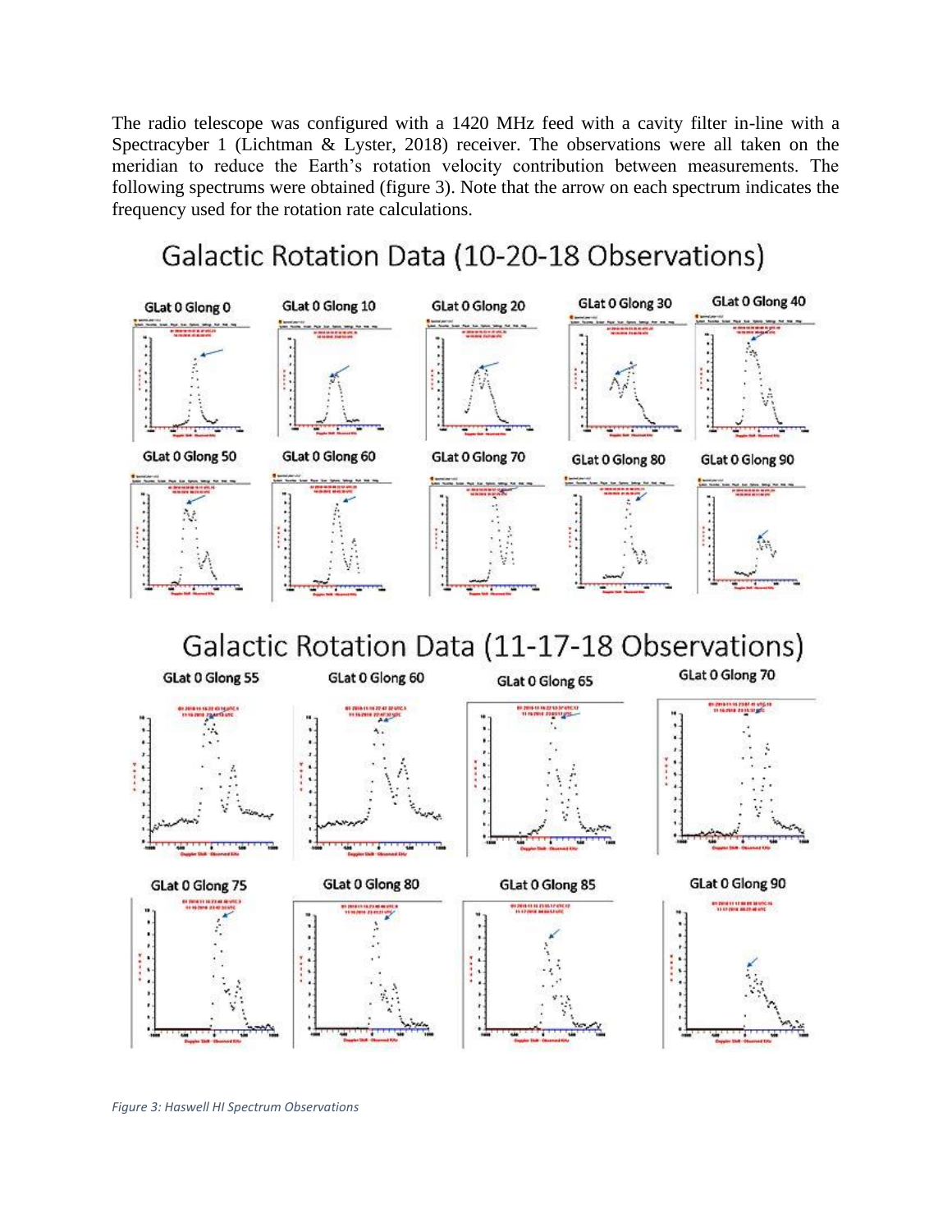The radio telescope was configured with a 1420 MHz feed with a cavity filter in-line with a Spectracyber 1 (Lichtman & Lyster, 2018) receiver. The observations were all taken on the meridian to reduce the Earth's rotation velocity contribution between measurements. The following spectrums were obtained (figure 3). Note that the arrow on each spectrum indicates the frequency used for the rotation rate calculations.

*Figure 3: Haswell HI Spectrum Observations*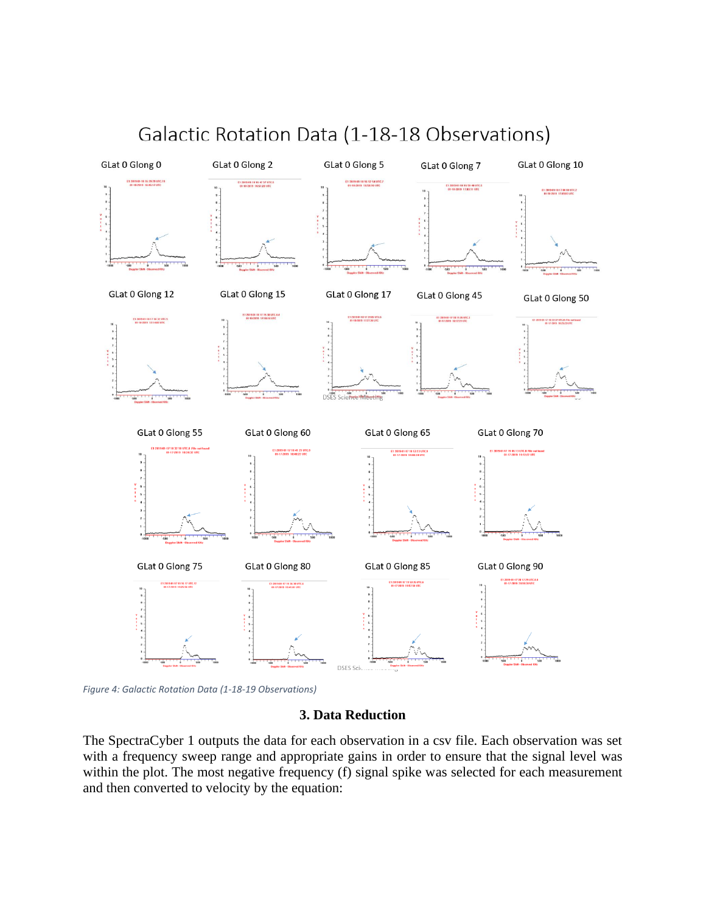Galactic Rotation Data (1-18-18 Observations)

Figure 4: Galactic Rotation Data (1-18-19 Observations)

### 3. Data Reduction

The SpectraCyber 1 outputs the data for each observation in a csv file. Each observation was set with a frequency sweep range and appropriate gains in order to ensure that the signal level was within the plot. The most negative frequency (f) signal spike was selected for each measurement and then converted to velocity by the equation: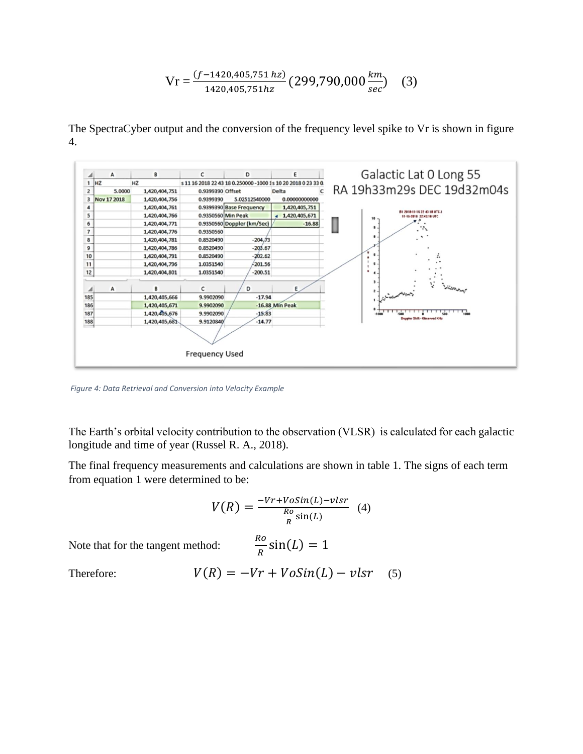$$\text{Vr} = \frac{(f - 1420{,}405{,}751\ hz)}{1420{,}405{,}751 hz}(299{,}790{,}000\frac{km}{sec}) \quad (3)$$

The SpectraCyber output and the conversion of the frequency level spike to Vr is shown in figure 4.

Figure 4: Data Retrieval and Conversion into Velocity Example

The Earth's orbital velocity contribution to the observation (VLSR) is calculated for each galactic longitude and time of year (Russel R. A., 2018).

The final frequency measurements and calculations are shown in table 1. The signs of each term from equation 1 were determined to be:

$$V(R) = \frac{-Vr + VoSin(L) - vlsr}{\frac{Ro}{R}\sin(L)} \quad (4)$$

Note that for the tangent method: $\frac{Ro}{R}\sin(L) = 1$

Therefore: $$V(R) = -Vr + VoSin(L) - vlsr \quad (5)$$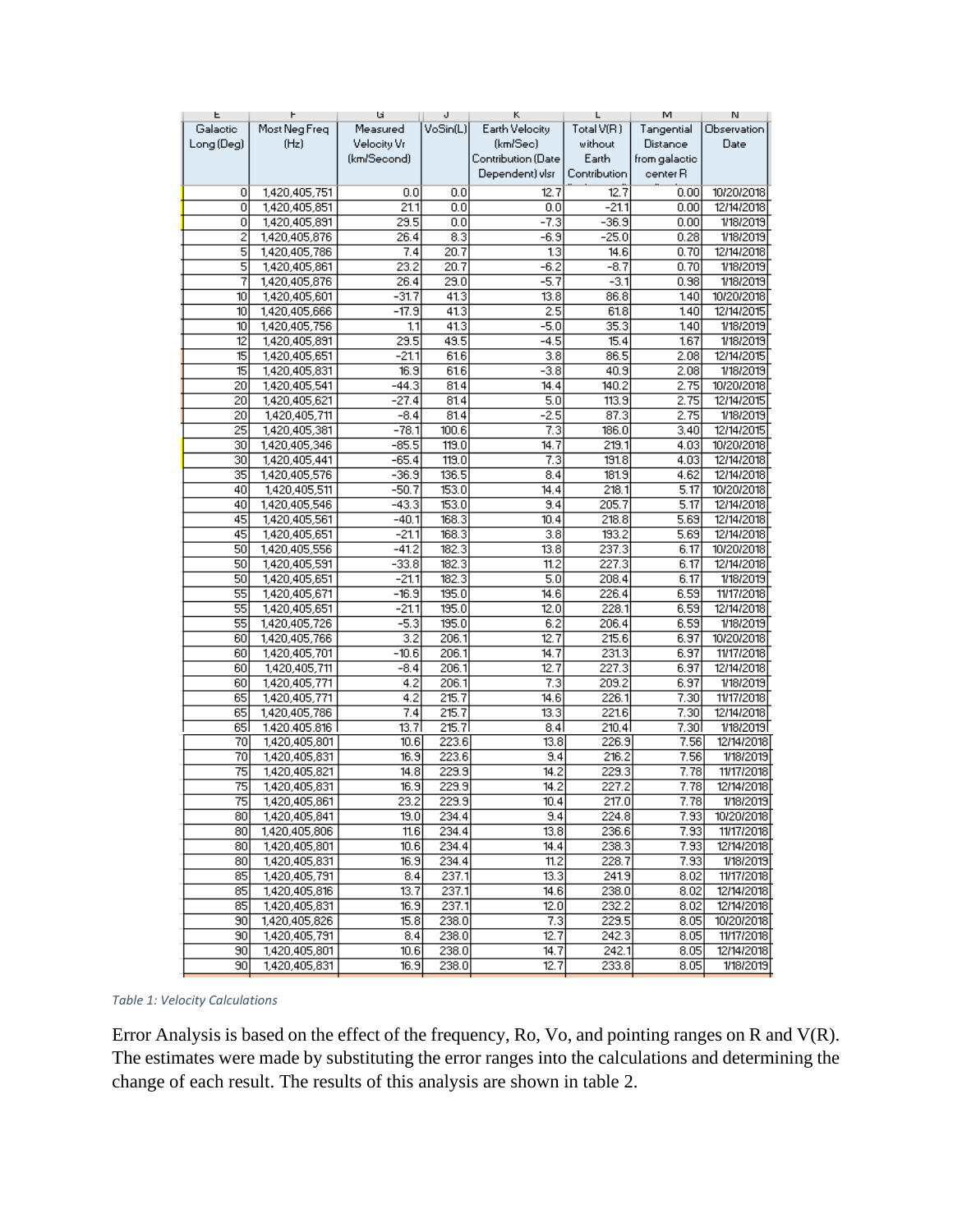| Galactic Long (Deg) | Most Neg Freq (Hz) | Measured Velocity Vr (km/Second) | VoSin(L) | Earth Velocity (km/Sec) Contribution (Date Dependent) vlsr | Total V(R) without Earth Contribution | Tangential Distance from galactic center R | Observation Date |
|---|---|---|---|---|---|---|---|
| 0 | 1,420,405,751 | 0.0 | 0.0 | 12.7 | 12.7 | 0.00 | 10/20/2018 |
| 0 | 1,420,405,851 | 21.1 | 0.0 | 0.0 | -21.1 | 0.00 | 12/14/2018 |
| 0 | 1,420,405,891 | 29.5 | 0.0 | -7.3 | -36.9 | 0.00 | 1/18/2019 |
| 2 | 1,420,405,876 | 26.4 | 8.3 | -6.9 | -25.0 | 0.28 | 1/18/2019 |
| 5 | 1,420,405,786 | 7.4 | 20.7 | 1.3 | 14.6 | 0.70 | 12/14/2018 |
| 5 | 1,420,405,861 | 23.2 | 20.7 | -6.2 | -8.7 | 0.70 | 1/18/2019 |
| 7 | 1,420,405,876 | 26.4 | 29.0 | -5.7 | -3.1 | 0.98 | 1/18/2019 |
| 10 | 1,420,405,601 | -31.7 | 41.3 | 13.8 | 86.8 | 1.40 | 10/20/2018 |
| 10 | 1,420,405,666 | -17.9 | 41.3 | 2.5 | 61.8 | 1.40 | 12/14/2015 |
| 10 | 1,420,405,756 | 1.1 | 41.3 | -5.0 | 35.3 | 1.40 | 1/18/2019 |
| 12 | 1,420,405,891 | 29.5 | 49.5 | -4.5 | 15.4 | 1.67 | 1/18/2019 |
| 15 | 1,420,405,651 | -21.1 | 61.6 | 3.8 | 86.5 | 2.08 | 12/14/2015 |
| 15 | 1,420,405,831 | 16.9 | 61.6 | -3.8 | 40.9 | 2.08 | 1/18/2019 |
| 20 | 1,420,405,541 | -44.3 | 81.4 | 14.4 | 140.2 | 2.75 | 10/20/2018 |
| 20 | 1,420,405,621 | -27.4 | 81.4 | 5.0 | 113.9 | 2.75 | 12/14/2015 |
| 20 | 1,420,405,711 | -8.4 | 81.4 | -2.5 | 87.3 | 2.75 | 1/18/2019 |
| 25 | 1,420,405,381 | -78.1 | 100.6 | 7.3 | 186.0 | 3.40 | 12/14/2015 |
| 30 | 1,420,405,346 | -85.5 | 119.0 | 14.7 | 219.1 | 4.03 | 10/20/2018 |
| 30 | 1,420,405,441 | -65.4 | 119.0 | 7.3 | 191.8 | 4.03 | 12/14/2018 |
| 35 | 1,420,405,576 | -36.9 | 136.5 | 8.4 | 181.9 | 4.62 | 12/14/2018 |
| 40 | 1,420,405,511 | -50.7 | 153.0 | 14.4 | 218.1 | 5.17 | 10/20/2018 |
| 40 | 1,420,405,546 | -43.3 | 153.0 | 9.4 | 205.7 | 5.17 | 12/14/2018 |
| 45 | 1,420,405,561 | -40.1 | 168.3 | 10.4 | 218.8 | 5.69 | 12/14/2018 |
| 45 | 1,420,405,651 | -21.1 | 168.3 | 3.8 | 193.2 | 5.69 | 12/14/2018 |
| 50 | 1,420,405,556 | -41.2 | 182.3 | 13.8 | 237.3 | 6.17 | 10/20/2018 |
| 50 | 1,420,405,591 | -33.8 | 182.3 | 11.2 | 227.3 | 6.17 | 12/14/2018 |
| 50 | 1,420,405,651 | -21.1 | 182.3 | 5.0 | 208.4 | 6.17 | 1/18/2019 |
| 55 | 1,420,405,671 | -16.9 | 195.0 | 14.6 | 226.4 | 6.59 | 11/17/2018 |
| 55 | 1,420,405,651 | -21.1 | 195.0 | 12.0 | 228.1 | 6.59 | 12/14/2018 |
| 55 | 1,420,405,726 | -5.3 | 195.0 | 6.2 | 206.4 | 6.59 | 1/18/2019 |
| 60 | 1,420,405,766 | 3.2 | 206.1 | 12.7 | 215.6 | 6.97 | 10/20/2018 |
| 60 | 1,420,405,701 | -10.6 | 206.1 | 14.7 | 231.3 | 6.97 | 11/17/2018 |
| 60 | 1,420,405,711 | -8.4 | 206.1 | 12.7 | 227.3 | 6.97 | 12/14/2018 |
| 60 | 1,420,405,771 | 4.2 | 206.1 | 7.3 | 209.2 | 6.97 | 1/18/2019 |
| 65 | 1,420,405,771 | 4.2 | 215.7 | 14.6 | 226.1 | 7.30 | 11/17/2018 |
| 65 | 1,420,405,786 | 7.4 | 215.7 | 13.3 | 221.6 | 7.30 | 12/14/2018 |
| 65 | 1,420,405,816 | 13.7 | 215.7 | 8.4 | 210.4 | 7.30 | 1/18/2019 |
| 70 | 1,420,405,801 | 10.6 | 223.6 | 13.8 | 226.9 | 7.56 | 12/14/2018 |
| 70 | 1,420,405,831 | 16.9 | 223.6 | 9.4 | 216.2 | 7.56 | 1/18/2019 |
| 75 | 1,420,405,821 | 14.8 | 229.9 | 14.2 | 229.3 | 7.78 | 11/17/2018 |
| 75 | 1,420,405,831 | 16.9 | 229.9 | 14.2 | 227.2 | 7.78 | 12/14/2018 |
| 75 | 1,420,405,861 | 23.2 | 229.9 | 10.4 | 217.0 | 7.78 | 1/18/2019 |
| 80 | 1,420,405,841 | 19.0 | 234.4 | 9.4 | 224.8 | 7.93 | 10/20/2018 |
| 80 | 1,420,405,806 | 11.6 | 234.4 | 13.8 | 236.6 | 7.93 | 11/17/2018 |
| 80 | 1,420,405,801 | 10.6 | 234.4 | 14.4 | 238.3 | 7.93 | 12/14/2018 |
| 80 | 1,420,405,831 | 16.9 | 234.4 | 11.2 | 228.7 | 7.93 | 1/18/2019 |
| 85 | 1,420,405,791 | 8.4 | 237.1 | 13.3 | 241.9 | 8.02 | 11/17/2018 |
| 85 | 1,420,405,816 | 13.7 | 237.1 | 14.6 | 238.0 | 8.02 | 12/14/2018 |
| 85 | 1,420,405,831 | 16.9 | 237.1 | 12.0 | 232.2 | 8.02 | 12/14/2018 |
| 90 | 1,420,405,826 | 15.8 | 238.0 | 7.3 | 229.5 | 8.05 | 10/20/2018 |
| 90 | 1,420,405,791 | 8.4 | 238.0 | 12.7 | 242.3 | 8.05 | 11/17/2018 |
| 90 | 1,420,405,801 | 10.6 | 238.0 | 14.7 | 242.1 | 8.05 | 12/14/2018 |
| 90 | 1,420,405,831 | 16.9 | 238.0 | 12.7 | 233.8 | 8.05 | 1/18/2019 |

*Table 1: Velocity Calculations*

Error Analysis is based on the effect of the frequency, Ro, Vo, and pointing ranges on R and V(R). The estimates were made by substituting the error ranges into the calculations and determining the change of each result. The results of this analysis are shown in table 2.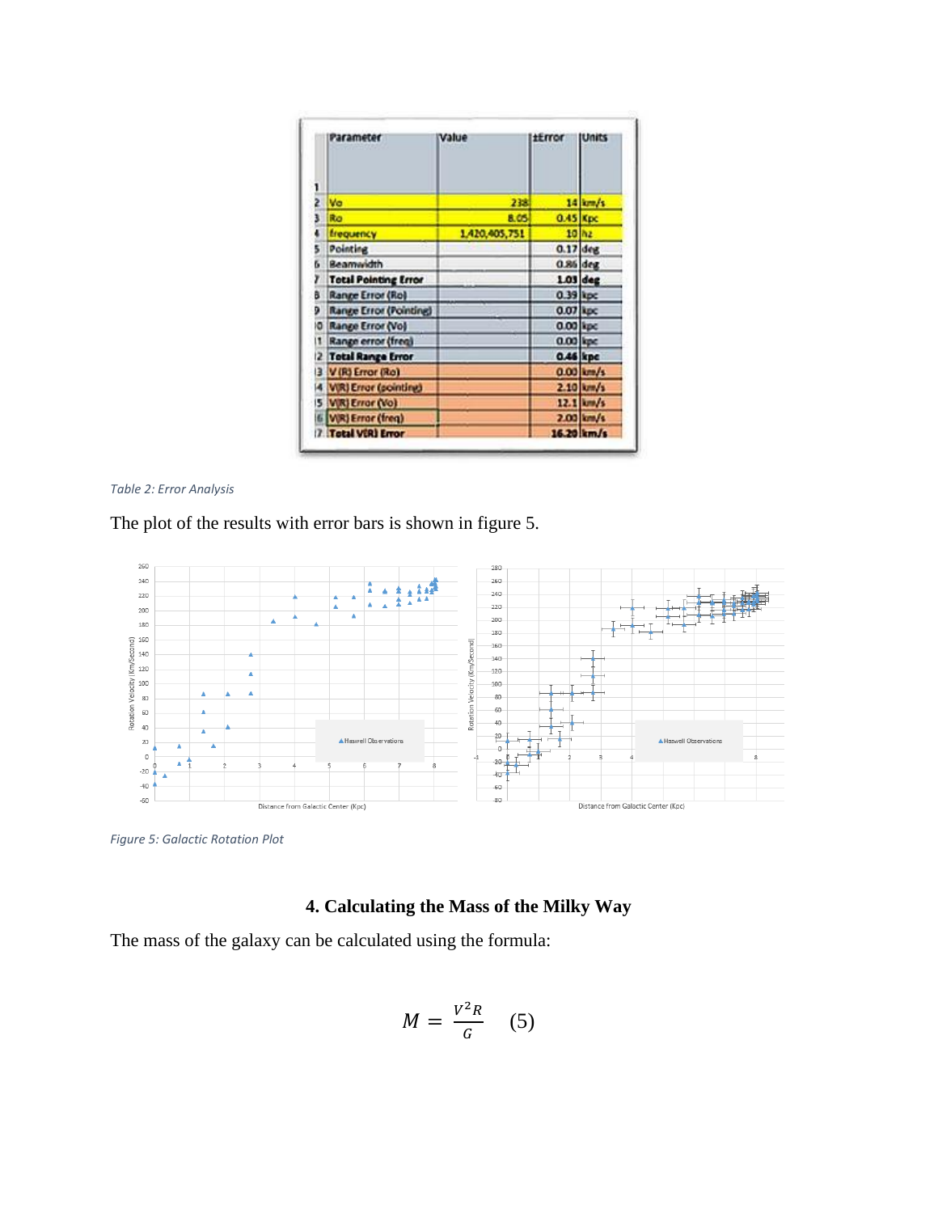| | Parameter | Value | ±Error | Units |
|---|---|---|---|---|
| 1 | | | | |
| 2 | Vo | 238 | 14 | km/s |
| 3 | Ro | 8.05 | 0.45 | Kpc |
| 4 | frequency | 1,420,405,751 | 10 | hz |
| 5 | Pointing | | 0.17 | deg |
| 6 | Beamwidth | | 0.86 | deg |
| 7 | **Total Pointing Error** | | **1.03** | **deg** |
| 8 | Range Error (Ro) | | 0.39 | kpc |
| 9 | Range Error (Pointing) | | 0.07 | kpc |
| 10 | Range Error (Vo) | | 0.00 | kpc |
| 11 | Range error (freq) | | 0.00 | kpc |
| 12 | **Total Range Error** | | **0.46** | **kpc** |
| 13 | V(R) Error (Ro) | | 0.00 | km/s |
| 14 | V(R) Error (pointing) | | 2.10 | km/s |
| 15 | V(R) Error (Vo) | | 12.1 | km/s |
| 16 | V(R) Error (freq) | | 2.00 | km/s |
| 17 | **Total V(R) Error** | | **16.20** | **km/s** |

*Table 2: Error Analysis*

The plot of the results with error bars is shown in figure 5.

*Figure 5: Galactic Rotation Plot*

## 4. Calculating the Mass of the Milky Way

The mass of the galaxy can be calculated using the formula:

$$M = \frac{V^2 R}{G} \quad (5)$$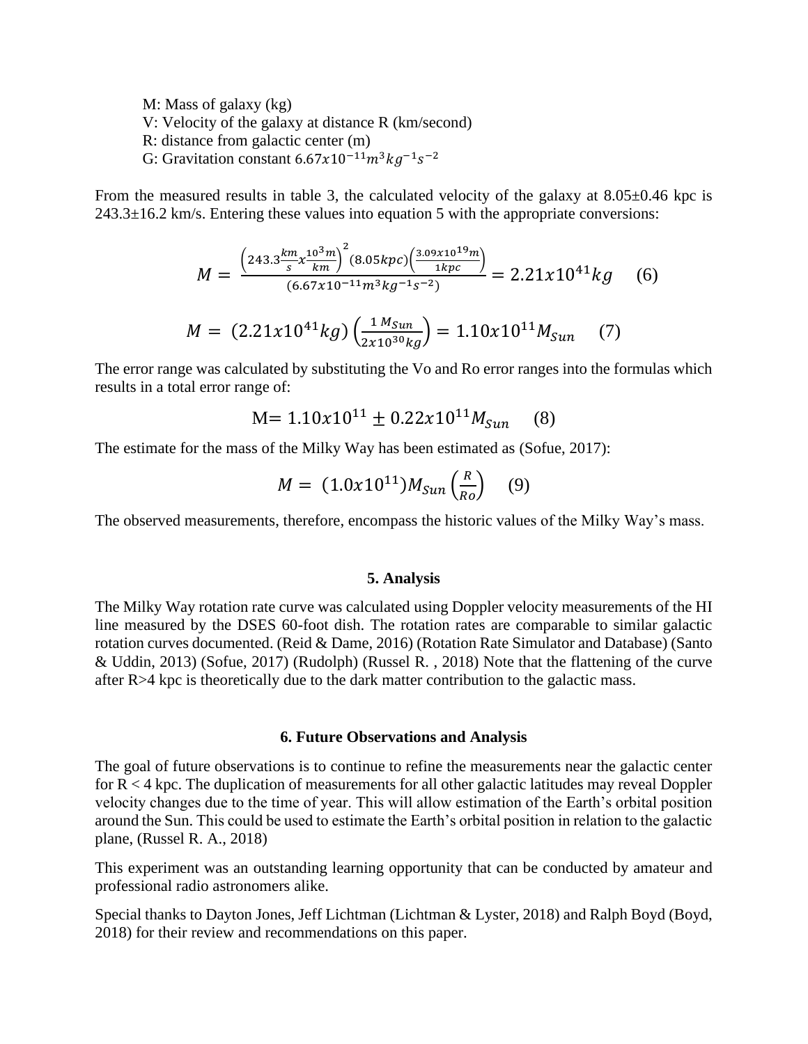M: Mass of galaxy (kg)
V: Velocity of the galaxy at distance R (km/second)
R: distance from galactic center (m)
G: Gravitation constant $6.67x10^{-11}m^3kg^{-1}s^{-2}$

From the measured results in table 3, the calculated velocity of the galaxy at 8.05±0.46 kpc is 243.3±16.2 km/s. Entering these values into equation 5 with the appropriate conversions:

$$M = \frac{\left(243.3\frac{km}{s}x\frac{10^3 m}{km}\right)^2 (8.05kpc)\left(\frac{3.09x10^{19}m}{1kpc}\right)}{(6.67x10^{-11}m^3kg^{-1}s^{-2})} = 2.21x10^{41}kg \quad (6)$$

$$M = (2.21x10^{41}kg)\left(\frac{1\,M_{Sun}}{2x10^{30}kg}\right) = 1.10x10^{11}M_{Sun} \quad (7)$$

The error range was calculated by substituting the Vo and Ro error ranges into the formulas which results in a total error range of:

$$\text{M} = 1.10x10^{11} \pm 0.22x10^{11}M_{Sun} \quad (8)$$

The estimate for the mass of the Milky Way has been estimated as (Sofue, 2017):

$$M = (1.0x10^{11})M_{Sun}\left(\frac{R}{Ro}\right) \quad (9)$$

The observed measurements, therefore, encompass the historic values of the Milky Way's mass.

## 5. Analysis

The Milky Way rotation rate curve was calculated using Doppler velocity measurements of the HI line measured by the DSES 60-foot dish. The rotation rates are comparable to similar galactic rotation curves documented. (Reid & Dame, 2016) (Rotation Rate Simulator and Database) (Santo & Uddin, 2013) (Sofue, 2017) (Rudolph) (Russel R. , 2018) Note that the flattening of the curve after R>4 kpc is theoretically due to the dark matter contribution to the galactic mass.

## 6. Future Observations and Analysis

The goal of future observations is to continue to refine the measurements near the galactic center for R < 4 kpc. The duplication of measurements for all other galactic latitudes may reveal Doppler velocity changes due to the time of year. This will allow estimation of the Earth's orbital position around the Sun. This could be used to estimate the Earth's orbital position in relation to the galactic plane, (Russel R. A., 2018)

This experiment was an outstanding learning opportunity that can be conducted by amateur and professional radio astronomers alike.

Special thanks to Dayton Jones, Jeff Lichtman (Lichtman & Lyster, 2018) and Ralph Boyd (Boyd, 2018) for their review and recommendations on this paper.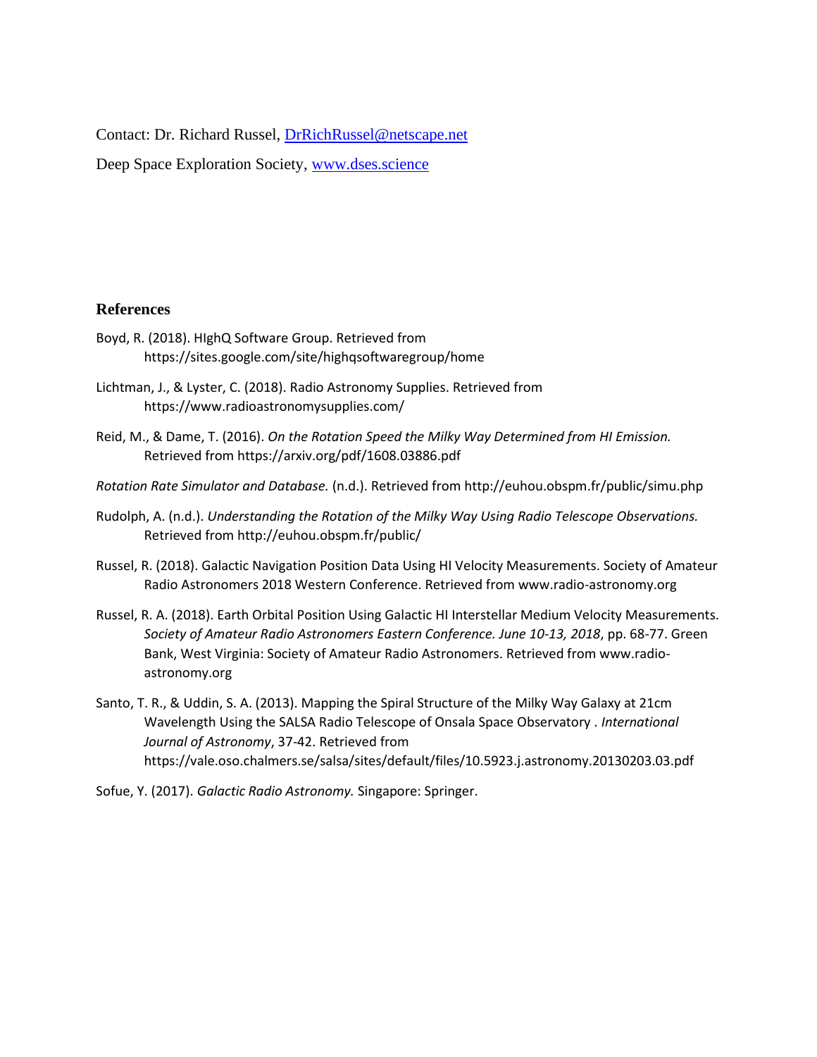Contact: Dr. Richard Russel, DrRichRussel@netscape.net

Deep Space Exploration Society, www.dses.science

## References

Boyd, R. (2018). HIghQ Software Group. Retrieved from https://sites.google.com/site/highqsoftwaregroup/home

Lichtman, J., & Lyster, C. (2018). Radio Astronomy Supplies. Retrieved from https://www.radioastronomysupplies.com/

Reid, M., & Dame, T. (2016). *On the Rotation Speed the Milky Way Determined from HI Emission.* Retrieved from https://arxiv.org/pdf/1608.03886.pdf

*Rotation Rate Simulator and Database.* (n.d.). Retrieved from http://euhou.obspm.fr/public/simu.php

Rudolph, A. (n.d.). *Understanding the Rotation of the Milky Way Using Radio Telescope Observations.* Retrieved from http://euhou.obspm.fr/public/

Russel, R. (2018). Galactic Navigation Position Data Using HI Velocity Measurements. Society of Amateur Radio Astronomers 2018 Western Conference. Retrieved from www.radio-astronomy.org

Russel, R. A. (2018). Earth Orbital Position Using Galactic HI Interstellar Medium Velocity Measurements. *Society of Amateur Radio Astronomers Eastern Conference. June 10-13, 2018*, pp. 68-77. Green Bank, West Virginia: Society of Amateur Radio Astronomers. Retrieved from www.radio-astronomy.org

Santo, T. R., & Uddin, S. A. (2013). Mapping the Spiral Structure of the Milky Way Galaxy at 21cm Wavelength Using the SALSA Radio Telescope of Onsala Space Observatory . *International Journal of Astronomy*, 37-42. Retrieved from https://vale.oso.chalmers.se/salsa/sites/default/files/10.5923.j.astronomy.20130203.03.pdf

Sofue, Y. (2017). *Galactic Radio Astronomy.* Singapore: Springer.